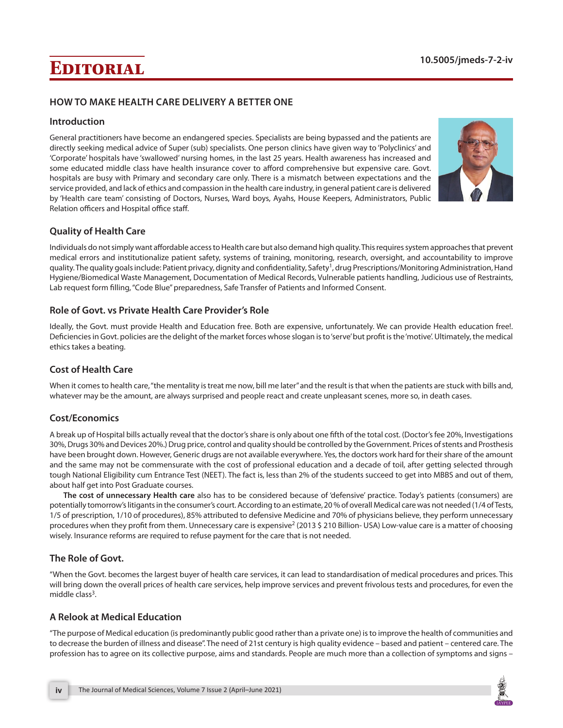# Editorial

10.5005/jmeds-7-2-iv

## HOW TO MAKE HEALTH CARE DELIVERY A BETTER ONE

### Introduction

General practitioners have become an endangered species. Specialists are being bypassed and the patients are directly seeking medical advice of Super (sub) specialists. One person clinics have given way to 'Polyclinics' and 'Corporate' hospitals have 'swallowed' nursing homes, in the last 25 years. Health awareness has increased and some educated middle class have health insurance cover to afford comprehensive but expensive care. Govt. hospitals are busy with Primary and secondary care only. There is a mismatch between expectations and the service provided, and lack of ethics and compassion in the health care industry, in general patient care is delivered by 'Health care team' consisting of Doctors, Nurses, Ward boys, Ayahs, House Keepers, Administrators, Public Relation officers and Hospital office staff.

### Quality of Health Care

Individuals do not simply want affordable access to Health care but also demand high quality. This requires system approaches that prevent medical errors and institutionalize patient safety, systems of training, monitoring, research, oversight, and accountability to improve quality. The quality goals include: Patient privacy, dignity and confidentiality, Safety[1], drug Prescriptions/Monitoring Administration, Hand Hygiene/Biomedical Waste Management, Documentation of Medical Records, Vulnerable patients handling, Judicious use of Restraints, Lab request form filling, "Code Blue" preparedness, Safe Transfer of Patients and Informed Consent.

### Role of Govt. vs Private Health Care Provider's Role

Ideally, the Govt. must provide Health and Education free. Both are expensive, unfortunately. We can provide Health education free!. Deficiencies in Govt. policies are the delight of the market forces whose slogan is to 'serve' but profit is the 'motive'. Ultimately, the medical ethics takes a beating.

### Cost of Health Care

When it comes to health care, "the mentality is treat me now, bill me later" and the result is that when the patients are stuck with bills and, whatever may be the amount, are always surprised and people react and create unpleasant scenes, more so, in death cases.

### Cost/Economics

A break up of Hospital bills actually reveal that the doctor's share is only about one fifth of the total cost. (Doctor's fee 20%, Investigations 30%, Drugs 30% and Devices 20%.) Drug price, control and quality should be controlled by the Government. Prices of stents and Prosthesis have been brought down. However, Generic drugs are not available everywhere. Yes, the doctors work hard for their share of the amount and the same may not be commensurate with the cost of professional education and a decade of toil, after getting selected through tough National Eligibility cum Entrance Test (NEET). The fact is, less than 2% of the students succeed to get into MBBS and out of them, about half get into Post Graduate courses.

**The cost of unnecessary Health care** also has to be considered because of 'defensive' practice. Today's patients (consumers) are potentially tomorrow's litigants in the consumer's court. According to an estimate, 20 % of overall Medical care was not needed (1/4 of Tests, 1/5 of prescription, 1/10 of procedures), 85% attributed to defensive Medicine and 70% of physicians believe, they perform unnecessary procedures when they profit from them. Unnecessary care is expensive[2] (2013 $ 210 Billion- USA) Low-value care is a matter of choosing wisely. Insurance reforms are required to refuse payment for the care that is not needed.

### The Role of Govt.

"When the Govt. becomes the largest buyer of health care services, it can lead to standardisation of medical procedures and prices. This will bring down the overall prices of health care services, help improve services and prevent frivolous tests and procedures, for even the middle class[3].

### A Relook at Medical Education

"The purpose of Medical education (is predominantly public good rather than a private one) is to improve the health of communities and to decrease the burden of illness and disease". The need of 21st century is high quality evidence – based and patient – centered care. The profession has to agree on its collective purpose, aims and standards. People are much more than a collection of symptoms and signs –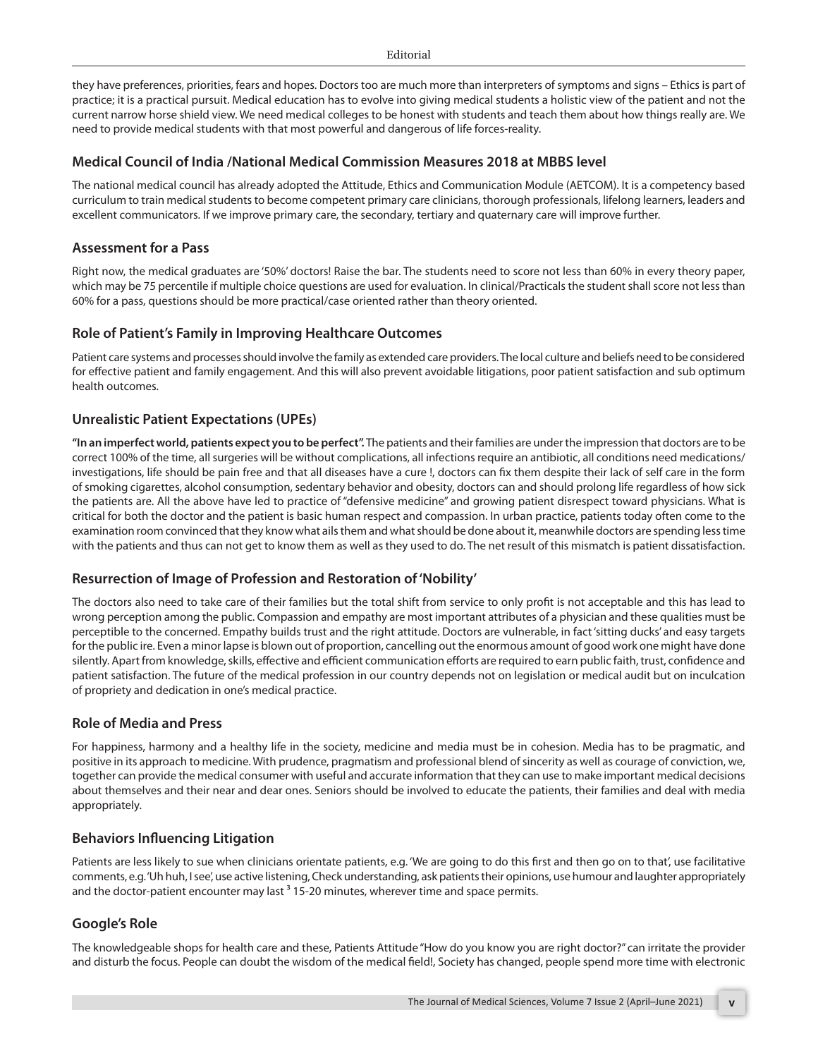they have preferences, priorities, fears and hopes. Doctors too are much more than interpreters of symptoms and signs – Ethics is part of practice; it is a practical pursuit. Medical education has to evolve into giving medical students a holistic view of the patient and not the current narrow horse shield view. We need medical colleges to be honest with students and teach them about how things really are. We need to provide medical students with that most powerful and dangerous of life forces-reality.

## Medical Council of India /National Medical Commission Measures 2018 at MBBS level

The national medical council has already adopted the Attitude, Ethics and Communication Module (AETCOM). It is a competency based curriculum to train medical students to become competent primary care clinicians, thorough professionals, lifelong learners, leaders and excellent communicators. If we improve primary care, the secondary, tertiary and quaternary care will improve further.

## Assessment for a Pass

Right now, the medical graduates are '50%' doctors! Raise the bar. The students need to score not less than 60% in every theory paper, which may be 75 percentile if multiple choice questions are used for evaluation. In clinical/Practicals the student shall score not less than 60% for a pass, questions should be more practical/case oriented rather than theory oriented.

## Role of Patient's Family in Improving Healthcare Outcomes

Patient care systems and processes should involve the family as extended care providers. The local culture and beliefs need to be considered for effective patient and family engagement. And this will also prevent avoidable litigations, poor patient satisfaction and sub optimum health outcomes.

## Unrealistic Patient Expectations (UPEs)

**"In an imperfect world, patients expect you to be perfect".** The patients and their families are under the impression that doctors are to be correct 100% of the time, all surgeries will be without complications, all infections require an antibiotic, all conditions need medications/ investigations, life should be pain free and that all diseases have a cure !, doctors can fix them despite their lack of self care in the form of smoking cigarettes, alcohol consumption, sedentary behavior and obesity, doctors can and should prolong life regardless of how sick the patients are. All the above have led to practice of "defensive medicine" and growing patient disrespect toward physicians. What is critical for both the doctor and the patient is basic human respect and compassion. In urban practice, patients today often come to the examination room convinced that they know what ails them and what should be done about it, meanwhile doctors are spending less time with the patients and thus can not get to know them as well as they used to do. The net result of this mismatch is patient dissatisfaction.

## Resurrection of Image of Profession and Restoration of 'Nobility'

The doctors also need to take care of their families but the total shift from service to only profit is not acceptable and this has lead to wrong perception among the public. Compassion and empathy are most important attributes of a physician and these qualities must be perceptible to the concerned. Empathy builds trust and the right attitude. Doctors are vulnerable, in fact 'sitting ducks' and easy targets for the public ire. Even a minor lapse is blown out of proportion, cancelling out the enormous amount of good work one might have done silently. Apart from knowledge, skills, effective and efficient communication efforts are required to earn public faith, trust, confidence and patient satisfaction. The future of the medical profession in our country depends not on legislation or medical audit but on inculcation of propriety and dedication in one's medical practice.

## Role of Media and Press

For happiness, harmony and a healthy life in the society, medicine and media must be in cohesion. Media has to be pragmatic, and positive in its approach to medicine. With prudence, pragmatism and professional blend of sincerity as well as courage of conviction, we, together can provide the medical consumer with useful and accurate information that they can use to make important medical decisions about themselves and their near and dear ones. Seniors should be involved to educate the patients, their families and deal with media appropriately.

## Behaviors Influencing Litigation

Patients are less likely to sue when clinicians orientate patients, e.g. 'We are going to do this first and then go on to that', use facilitative comments, e.g. 'Uh huh, I see', use active listening, Check understanding, ask patients their opinions, use humour and laughter appropriately and the doctor-patient encounter may last ³ 15-20 minutes, wherever time and space permits.

## Google's Role

The knowledgeable shops for health care and these, Patients Attitude "How do you know you are right doctor?" can irritate the provider and disturb the focus. People can doubt the wisdom of the medical field!, Society has changed, people spend more time with electronic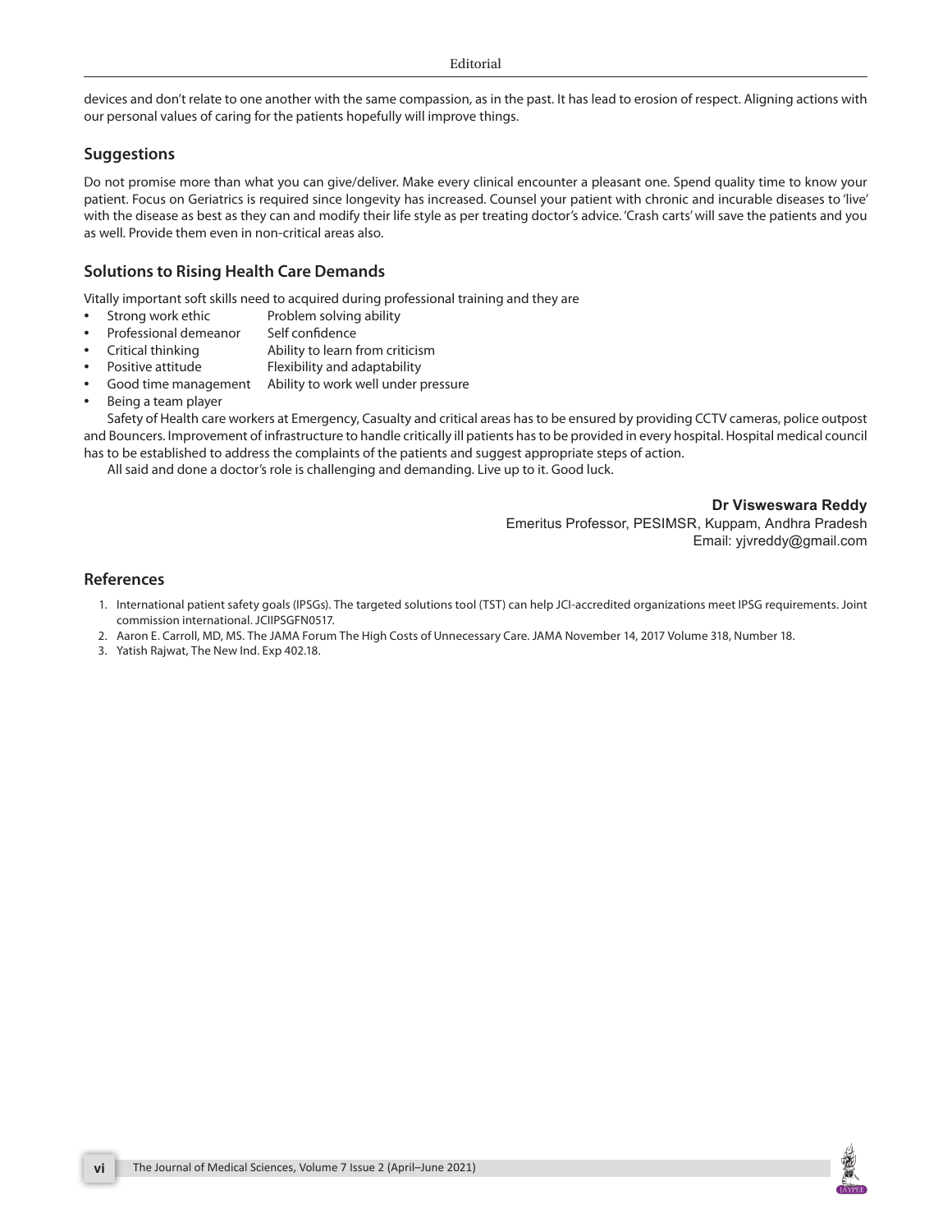devices and don't relate to one another with the same compassion, as in the past. It has lead to erosion of respect. Aligning actions with our personal values of caring for the patients hopefully will improve things.

## Suggestions

Do not promise more than what you can give/deliver. Make every clinical encounter a pleasant one. Spend quality time to know your patient. Focus on Geriatrics is required since longevity has increased. Counsel your patient with chronic and incurable diseases to 'live' with the disease as best as they can and modify their life style as per treating doctor's advice. 'Crash carts' will save the patients and you as well. Provide them even in non-critical areas also.

## Solutions to Rising Health Care Demands

Vitally important soft skills need to acquired during professional training and they are

- Strong work ethic — Problem solving ability
- Professional demeanor — Self confidence
- Critical thinking — Ability to learn from criticism
- Positive attitude — Flexibility and adaptability
- Good time management — Ability to work well under pressure
- Being a team player

Safety of Health care workers at Emergency, Casualty and critical areas has to be ensured by providing CCTV cameras, police outpost and Bouncers. Improvement of infrastructure to handle critically ill patients has to be provided in every hospital. Hospital medical council has to be established to address the complaints of the patients and suggest appropriate steps of action.

All said and done a doctor's role is challenging and demanding. Live up to it. Good luck.

**Dr Visweswara Reddy**
Emeritus Professor, PESIMSR, Kuppam, Andhra Pradesh
Email: yjvreddy@gmail.com

## References

1. International patient safety goals (IPSGs). The targeted solutions tool (TST) can help JCI-accredited organizations meet IPSG requirements. Joint commission international. JCIIPSGFN0517.
2. Aaron E. Carroll, MD, MS. The JAMA Forum The High Costs of Unnecessary Care. JAMA November 14, 2017 Volume 318, Number 18.
3. Yatish Rajwat, The New Ind. Exp 402.18.